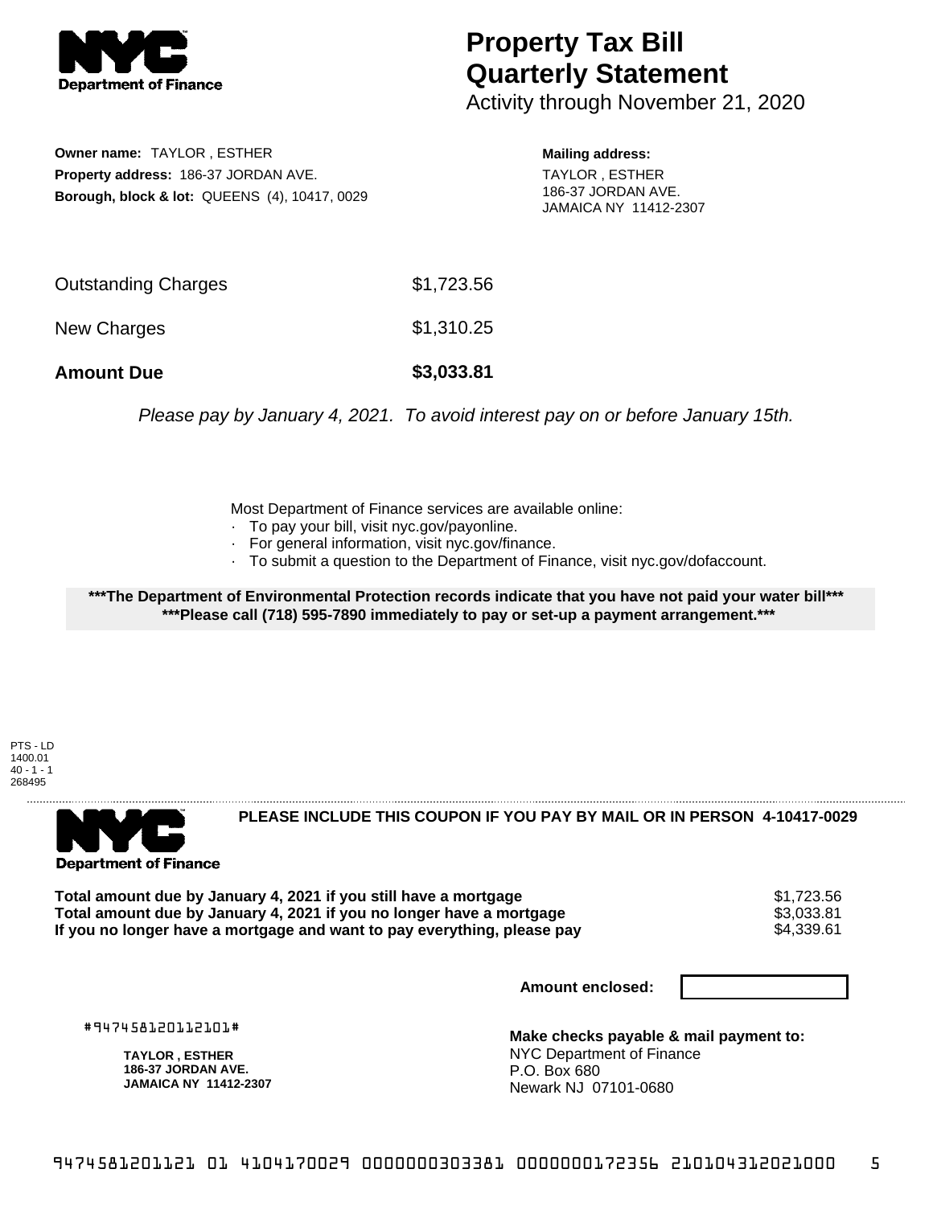Department of Finance

# Property Tax Bill Quarterly Statement

Activity through November 21, 2020

**Owner name:** TAYLOR , ESTHER
**Property address:** 186-37 JORDAN AVE.
**Borough, block & lot:** QUEENS (4), 10417, 0029

**Mailing address:**
TAYLOR , ESTHER
186-37 JORDAN AVE.
JAMAICA NY 11412-2307

| | |
|---|---|
| Outstanding Charges | $1,723.56 |
| New Charges | $1,310.25 |
| **Amount Due** | **$3,033.81** |

*Please pay by January 4, 2021. To avoid interest pay on or before January 15th.*

Most Department of Finance services are available online:

- To pay your bill, visit nyc.gov/payonline.
- For general information, visit nyc.gov/finance.
- To submit a question to the Department of Finance, visit nyc.gov/dofaccount.

**\*\*\*The Department of Environmental Protection records indicate that you have not paid your water bill\*\*\***
**\*\*\*Please call (718) 595-7890 immediately to pay or set-up a payment arrangement.\*\*\***

PTS - LD
1400.01
40 - 1 - 1
268495

Department of Finance

**PLEASE INCLUDE THIS COUPON IF YOU PAY BY MAIL OR IN PERSON 4-10417-0029**

| | |
|---|---|
| **Total amount due by January 4, 2021 if you still have a mortgage** | $1,723.56 |
| **Total amount due by January 4, 2021 if you no longer have a mortgage** | $3,033.81 |
| **If you no longer have a mortgage and want to pay everything, please pay** | $4,339.61 |

**Amount enclosed:**

#947458120112101#

**TAYLOR , ESTHER**
**186-37 JORDAN AVE.**
**JAMAICA NY 11412-2307**

**Make checks payable & mail payment to:**
NYC Department of Finance
P.O. Box 680
Newark NJ 07101-0680

9474581201121 01 4104170029 0000000303381 0000000172356 210104312021000 5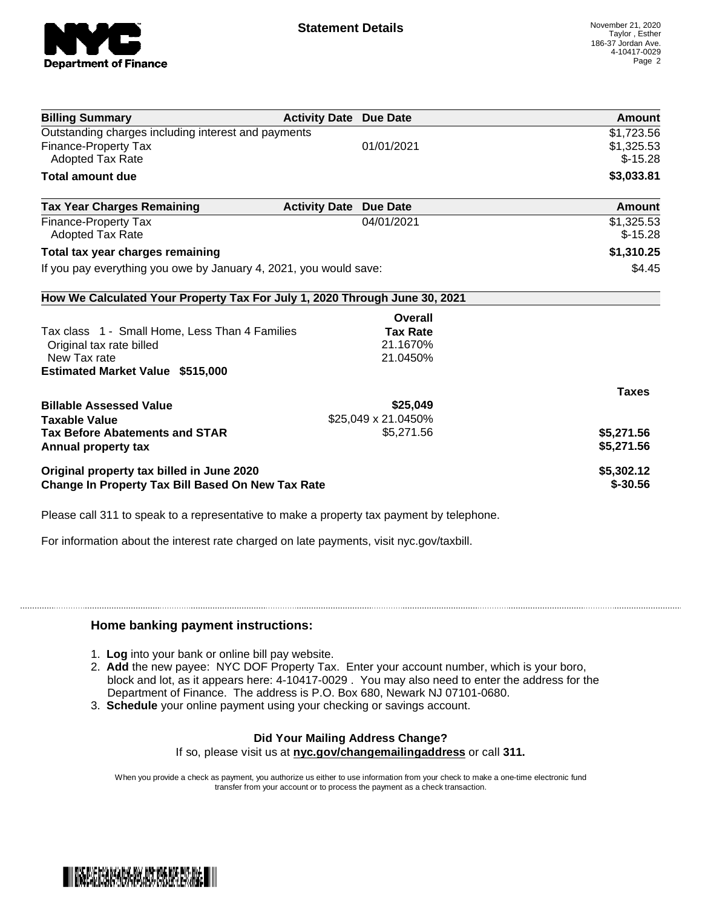# Statement Details

November 21, 2020
Taylor , Esther
186-37 Jordan Ave.
4-10417-0029

| Billing Summary | Activity Date | Due Date | Amount |
|---|---|---|---|
| Outstanding charges including interest and payments | | | $1,723.56 |
| Finance-Property Tax | | 01/01/2021 | $1,325.53 |
| Adopted Tax Rate | | | $-15.28 |
| **Total amount due** | | | **$3,033.81** |

| Tax Year Charges Remaining | Activity Date | Due Date | Amount |
|---|---|---|---|
| Finance-Property Tax | | 04/01/2021 | $1,325.53 |
| Adopted Tax Rate | | | $-15.28 |
| **Total tax year charges remaining** | | | **$1,310.25** |
| If you pay everything you owe by January 4, 2021, you would save: | | | $4.45 |

## How We Calculated Your Property Tax For July 1, 2020 Through June 30, 2021

| | Overall Tax Rate | |
|---|---|---|
| Tax class 1 - Small Home, Less Than 4 Families | | |
| Original tax rate billed | 21.1670% | |
| New Tax rate | 21.0450% | |
| **Estimated Market Value $515,000** | | |
| | | **Taxes** |
| **Billable Assessed Value** | **$25,049** | |
| **Taxable Value** | $25,049 x 21.0450% | |
| **Tax Before Abatements and STAR** | $5,271.56 | **$5,271.56** |
| **Annual property tax** | | **$5,271.56** |
| **Original property tax billed in June 2020** | | **$5,302.12** |
| **Change In Property Tax Bill Based On New Tax Rate** | | **$-30.56** |

Please call 311 to speak to a representative to make a property tax payment by telephone.

For information about the interest rate charged on late payments, visit nyc.gov/taxbill.

### Home banking payment instructions:

1. **Log** into your bank or online bill pay website.
2. **Add** the new payee: NYC DOF Property Tax. Enter your account number, which is your boro, block and lot, as it appears here: 4-10417-0029 . You may also need to enter the address for the Department of Finance. The address is P.O. Box 680, Newark NJ 07101-0680.
3. **Schedule** your online payment using your checking or savings account.

**Did Your Mailing Address Change?**
If so, please visit us at **nyc.gov/changemailingaddress** or call **311.**

When you provide a check as payment, you authorize us either to use information from your check to make a one-time electronic fund transfer from your account or to process the payment as a check transaction.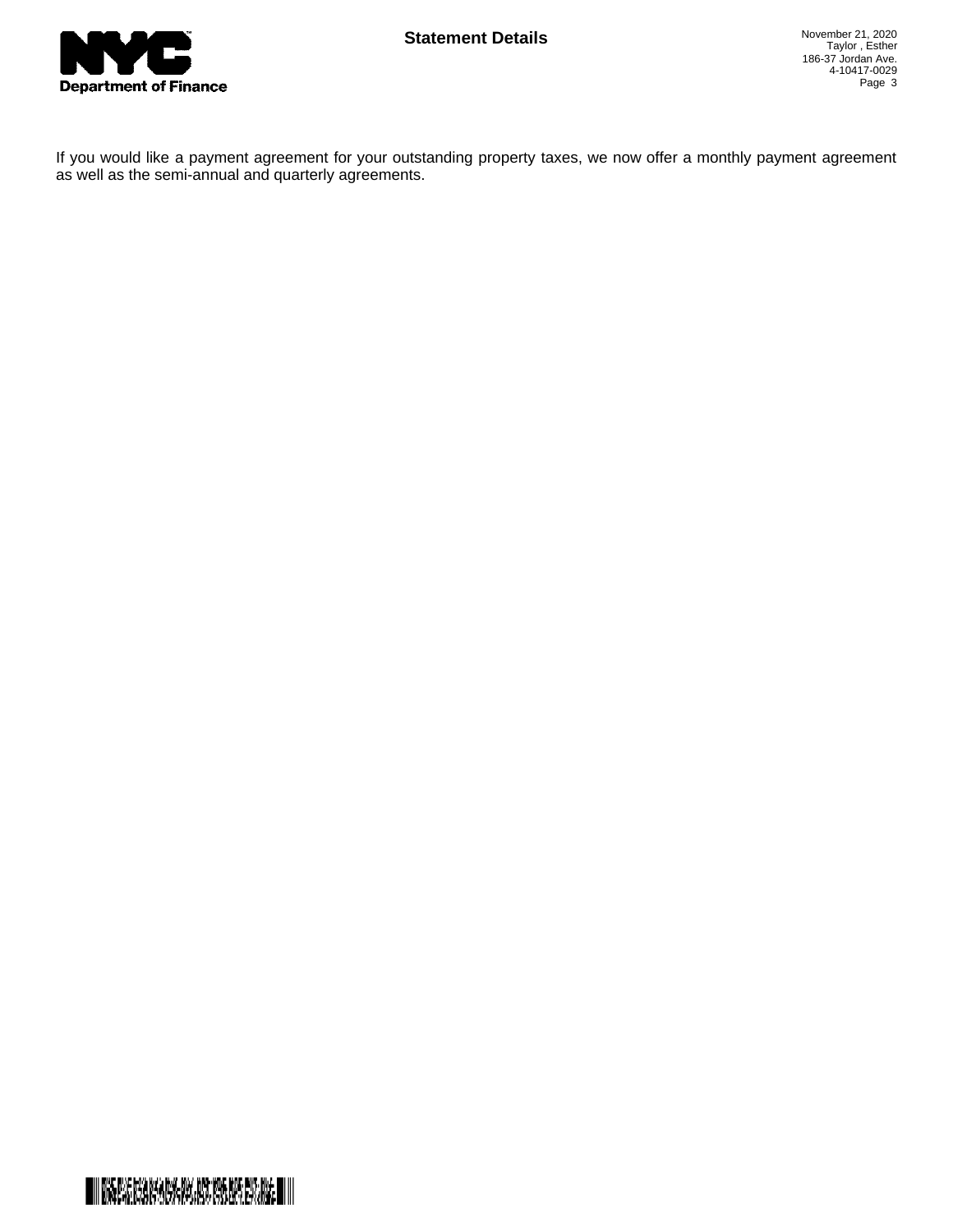If you would like a payment agreement for your outstanding property taxes, we now offer a monthly payment agreement as well as the semi-annual and quarterly agreements.